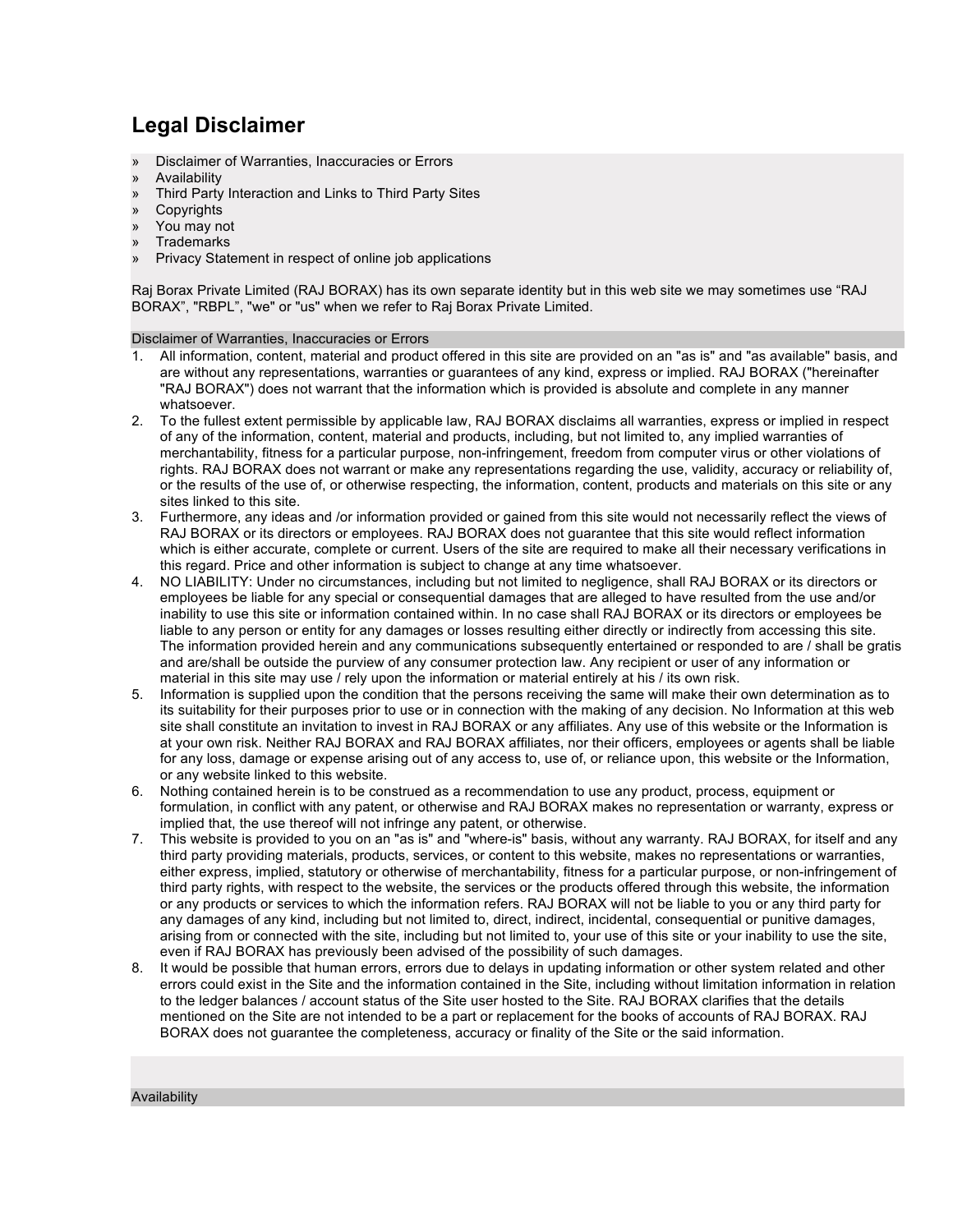# Legal Disclaimer

- » Disclaimer of Warranties, Inaccuracies or Errors
- » Availability
- » Third Party Interaction and Links to Third Party Sites
- » Copyrights
- » You may not
- » Trademarks
- » Privacy Statement in respect of online job applications

Raj Borax Private Limited (RAJ BORAX) has its own separate identity but in this web site we may sometimes use “RAJ BORAX”, "RBPL”, "we" or "us" when we refer to Raj Borax Private Limited.

## Disclaimer of Warranties, Inaccuracies or Errors

1. All information, content, material and product offered in this site are provided on an "as is" and "as available" basis, and are without any representations, warranties or guarantees of any kind, express or implied. RAJ BORAX ("hereinafter "RAJ BORAX") does not warrant that the information which is provided is absolute and complete in any manner whatsoever.
2. To the fullest extent permissible by applicable law, RAJ BORAX disclaims all warranties, express or implied in respect of any of the information, content, material and products, including, but not limited to, any implied warranties of merchantability, fitness for a particular purpose, non-infringement, freedom from computer virus or other violations of rights. RAJ BORAX does not warrant or make any representations regarding the use, validity, accuracy or reliability of, or the results of the use of, or otherwise respecting, the information, content, products and materials on this site or any sites linked to this site.
3. Furthermore, any ideas and /or information provided or gained from this site would not necessarily reflect the views of RAJ BORAX or its directors or employees. RAJ BORAX does not guarantee that this site would reflect information which is either accurate, complete or current. Users of the site are required to make all their necessary verifications in this regard. Price and other information is subject to change at any time whatsoever.
4. NO LIABILITY: Under no circumstances, including but not limited to negligence, shall RAJ BORAX or its directors or employees be liable for any special or consequential damages that are alleged to have resulted from the use and/or inability to use this site or information contained within. In no case shall RAJ BORAX or its directors or employees be liable to any person or entity for any damages or losses resulting either directly or indirectly from accessing this site. The information provided herein and any communications subsequently entertained or responded to are / shall be gratis and are/shall be outside the purview of any consumer protection law. Any recipient or user of any information or material in this site may use / rely upon the information or material entirely at his / its own risk.
5. Information is supplied upon the condition that the persons receiving the same will make their own determination as to its suitability for their purposes prior to use or in connection with the making of any decision. No Information at this web site shall constitute an invitation to invest in RAJ BORAX or any affiliates. Any use of this website or the Information is at your own risk. Neither RAJ BORAX and RAJ BORAX affiliates, nor their officers, employees or agents shall be liable for any loss, damage or expense arising out of any access to, use of, or reliance upon, this website or the Information, or any website linked to this website.
6. Nothing contained herein is to be construed as a recommendation to use any product, process, equipment or formulation, in conflict with any patent, or otherwise and RAJ BORAX makes no representation or warranty, express or implied that, the use thereof will not infringe any patent, or otherwise.
7. This website is provided to you on an "as is" and "where-is" basis, without any warranty. RAJ BORAX, for itself and any third party providing materials, products, services, or content to this website, makes no representations or warranties, either express, implied, statutory or otherwise of merchantability, fitness for a particular purpose, or non-infringement of third party rights, with respect to the website, the services or the products offered through this website, the information or any products or services to which the information refers. RAJ BORAX will not be liable to you or any third party for any damages of any kind, including but not limited to, direct, indirect, incidental, consequential or punitive damages, arising from or connected with the site, including but not limited to, your use of this site or your inability to use the site, even if RAJ BORAX has previously been advised of the possibility of such damages.
8. It would be possible that human errors, errors due to delays in updating information or other system related and other errors could exist in the Site and the information contained in the Site, including without limitation information in relation to the ledger balances / account status of the Site user hosted to the Site. RAJ BORAX clarifies that the details mentioned on the Site are not intended to be a part or replacement for the books of accounts of RAJ BORAX. RAJ BORAX does not guarantee the completeness, accuracy or finality of the Site or the said information.

## Availability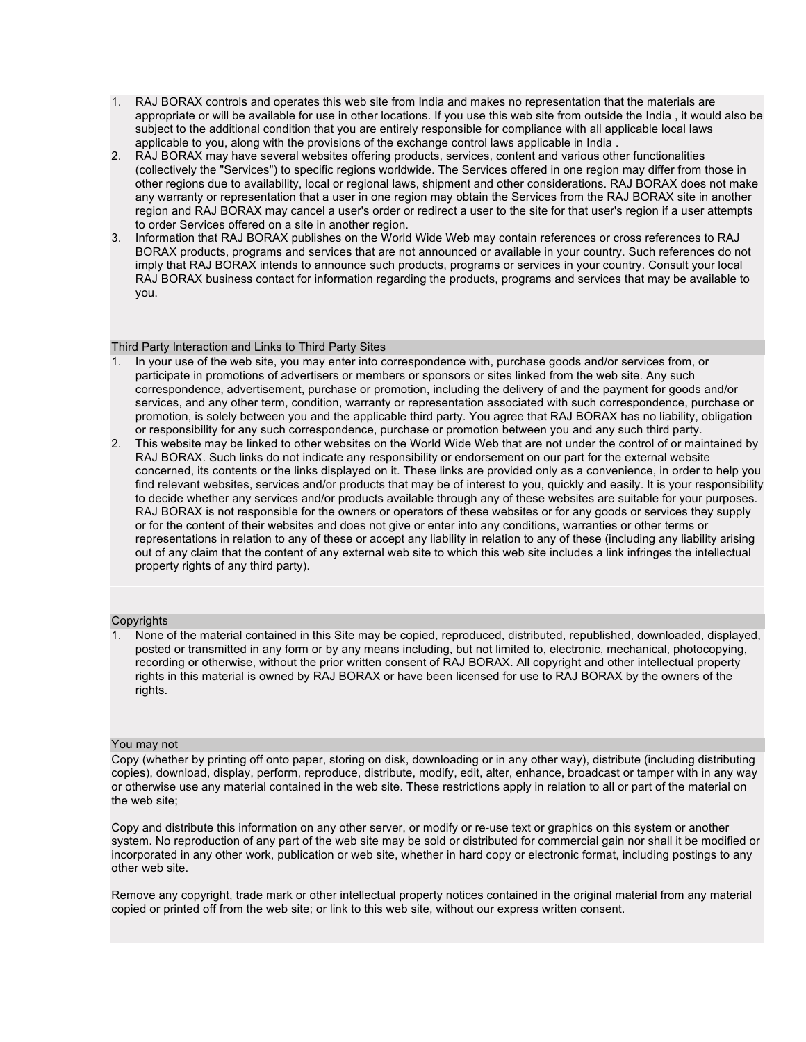1. RAJ BORAX controls and operates this web site from India and makes no representation that the materials are appropriate or will be available for use in other locations. If you use this web site from outside the India , it would also be subject to the additional condition that you are entirely responsible for compliance with all applicable local laws applicable to you, along with the provisions of the exchange control laws applicable in India .
2. RAJ BORAX may have several websites offering products, services, content and various other functionalities (collectively the "Services") to specific regions worldwide. The Services offered in one region may differ from those in other regions due to availability, local or regional laws, shipment and other considerations. RAJ BORAX does not make any warranty or representation that a user in one region may obtain the Services from the RAJ BORAX site in another region and RAJ BORAX may cancel a user's order or redirect a user to the site for that user's region if a user attempts to order Services offered on a site in another region.
3. Information that RAJ BORAX publishes on the World Wide Web may contain references or cross references to RAJ BORAX products, programs and services that are not announced or available in your country. Such references do not imply that RAJ BORAX intends to announce such products, programs or services in your country. Consult your local RAJ BORAX business contact for information regarding the products, programs and services that may be available to you.

## Third Party Interaction and Links to Third Party Sites

1. In your use of the web site, you may enter into correspondence with, purchase goods and/or services from, or participate in promotions of advertisers or members or sponsors or sites linked from the web site. Any such correspondence, advertisement, purchase or promotion, including the delivery of and the payment for goods and/or services, and any other term, condition, warranty or representation associated with such correspondence, purchase or promotion, is solely between you and the applicable third party. You agree that RAJ BORAX has no liability, obligation or responsibility for any such correspondence, purchase or promotion between you and any such third party.
2. This website may be linked to other websites on the World Wide Web that are not under the control of or maintained by RAJ BORAX. Such links do not indicate any responsibility or endorsement on our part for the external website concerned, its contents or the links displayed on it. These links are provided only as a convenience, in order to help you find relevant websites, services and/or products that may be of interest to you, quickly and easily. It is your responsibility to decide whether any services and/or products available through any of these websites are suitable for your purposes. RAJ BORAX is not responsible for the owners or operators of these websites or for any goods or services they supply or for the content of their websites and does not give or enter into any conditions, warranties or other terms or representations in relation to any of these or accept any liability in relation to any of these (including any liability arising out of any claim that the content of any external web site to which this web site includes a link infringes the intellectual property rights of any third party).

## Copyrights

1. None of the material contained in this Site may be copied, reproduced, distributed, republished, downloaded, displayed, posted or transmitted in any form or by any means including, but not limited to, electronic, mechanical, photocopying, recording or otherwise, without the prior written consent of RAJ BORAX. All copyright and other intellectual property rights in this material is owned by RAJ BORAX or have been licensed for use to RAJ BORAX by the owners of the rights.

## You may not

Copy (whether by printing off onto paper, storing on disk, downloading or in any other way), distribute (including distributing copies), download, display, perform, reproduce, distribute, modify, edit, alter, enhance, broadcast or tamper with in any way or otherwise use any material contained in the web site. These restrictions apply in relation to all or part of the material on the web site;

Copy and distribute this information on any other server, or modify or re-use text or graphics on this system or another system. No reproduction of any part of the web site may be sold or distributed for commercial gain nor shall it be modified or incorporated in any other work, publication or web site, whether in hard copy or electronic format, including postings to any other web site.

Remove any copyright, trade mark or other intellectual property notices contained in the original material from any material copied or printed off from the web site; or link to this web site, without our express written consent.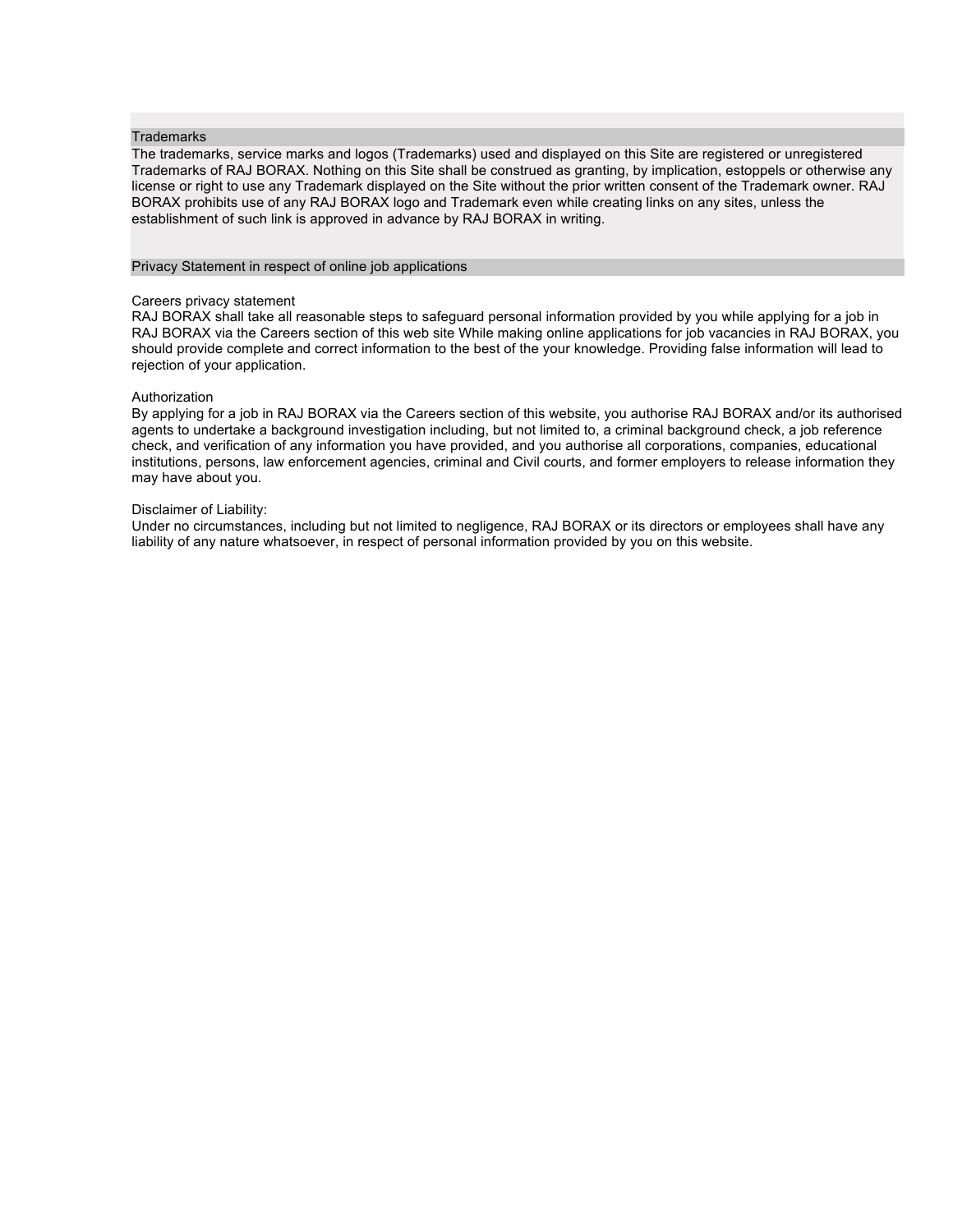## Trademarks

The trademarks, service marks and logos (Trademarks) used and displayed on this Site are registered or unregistered Trademarks of RAJ BORAX. Nothing on this Site shall be construed as granting, by implication, estoppels or otherwise any license or right to use any Trademark displayed on the Site without the prior written consent of the Trademark owner. RAJ BORAX prohibits use of any RAJ BORAX logo and Trademark even while creating links on any sites, unless the establishment of such link is approved in advance by RAJ BORAX in writing.

## Privacy Statement in respect of online job applications

### Careers privacy statement

RAJ BORAX shall take all reasonable steps to safeguard personal information provided by you while applying for a job in RAJ BORAX via the Careers section of this web site While making online applications for job vacancies in RAJ BORAX, you should provide complete and correct information to the best of the your knowledge. Providing false information will lead to rejection of your application.

### Authorization

By applying for a job in RAJ BORAX via the Careers section of this website, you authorise RAJ BORAX and/or its authorised agents to undertake a background investigation including, but not limited to, a criminal background check, a job reference check, and verification of any information you have provided, and you authorise all corporations, companies, educational institutions, persons, law enforcement agencies, criminal and Civil courts, and former employers to release information they may have about you.

### Disclaimer of Liability:

Under no circumstances, including but not limited to negligence, RAJ BORAX or its directors or employees shall have any liability of any nature whatsoever, in respect of personal information provided by you on this website.